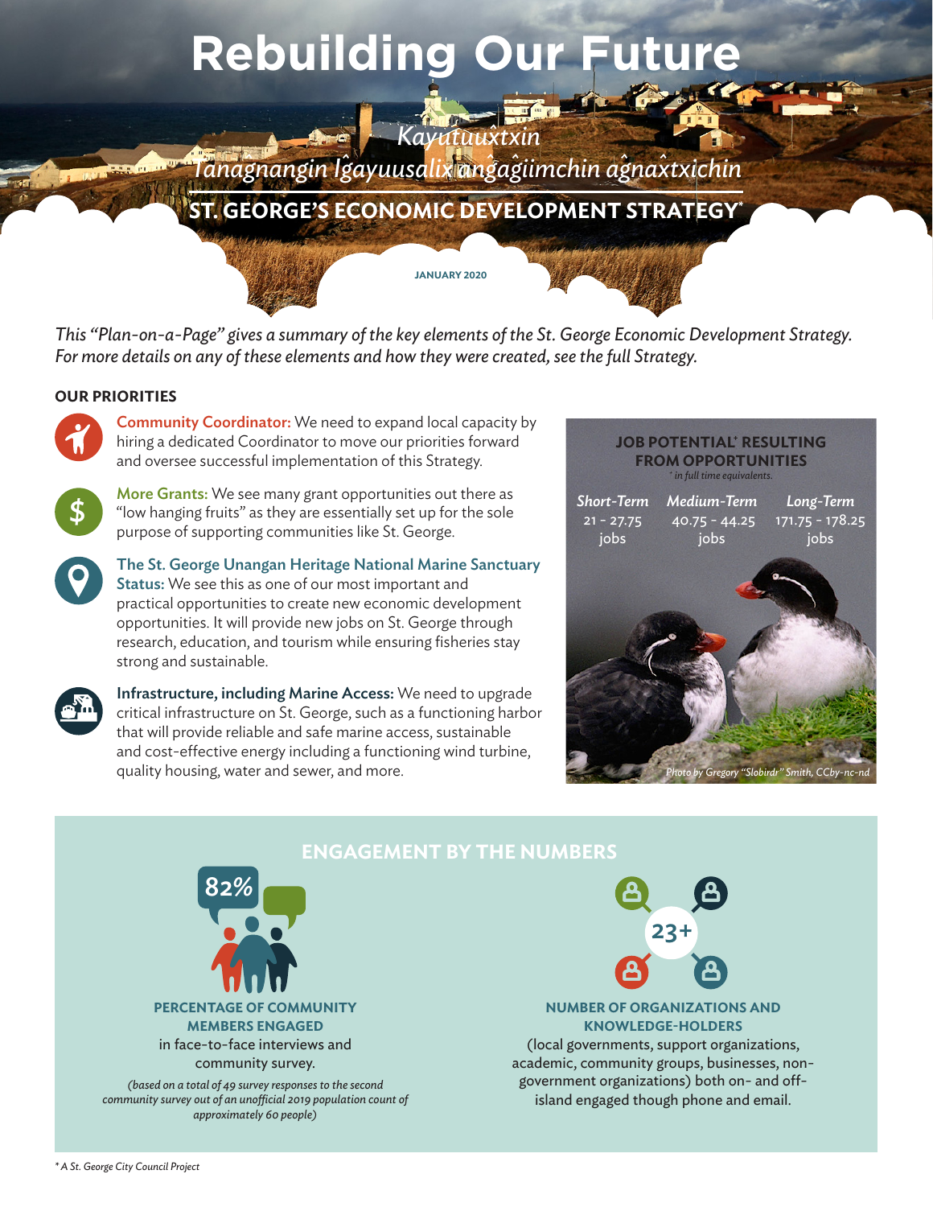# Rebuilding Our Future

*Kayutuuxtxin*

*Tanagnangin Igayuusalix angagiimchin agnaxtxichin*

## ST. GEORGE'S ECONOMIC DEVELOPMENT STRATEGY*

JANUARY 2020

*This "Plan-on-a-Page" gives a summary of the key elements of the St. George Economic Development Strategy. For more details on any of these elements and how they were created, see the full Strategy.*

### OUR PRIORITIES

**Community Coordinator:** We need to expand local capacity by hiring a dedicated Coordinator to move our priorities forward and oversee successful implementation of this Strategy.

**More Grants:** We see many grant opportunities out there as "low hanging fruits" as they are essentially set up for the sole purpose of supporting communities like St. George.

**The St. George Unangan Heritage National Marine Sanctuary Status:** We see this as one of our most important and practical opportunities to create new economic development opportunities. It will provide new jobs on St. George through research, education, and tourism while ensuring fisheries stay strong and sustainable.

**Infrastructure, including Marine Access:** We need to upgrade critical infrastructure on St. George, such as a functioning harbor that will provide reliable and safe marine access, sustainable and cost-effective energy including a functioning wind turbine, quality housing, water and sewer, and more.

### JOB POTENTIAL* RESULTING FROM OPPORTUNITIES

*\* in full time equivalents.*

| *Short-Term* | *Medium-Term* | *Long-Term* |
|---|---|---|
| 21 - 27.75 jobs | 40.75 - 44.25 jobs | 171.75 - 178.25 jobs |

*Photo by Gregory "Slobirdr" Smith, CCby-nc-nd*

### ENGAGEMENT BY THE NUMBERS

**82%**

**PERCENTAGE OF COMMUNITY MEMBERS ENGAGED**

in face-to-face interviews and community survey.

*(based on a total of 49 survey responses to the second community survey out of an unofficial 2019 population count of approximately 60 people)*

**23+**

**NUMBER OF ORGANIZATIONS AND KNOWLEDGE-HOLDERS**

(local governments, support organizations, academic, community groups, businesses, non-government organizations) both on- and off-island engaged though phone and email.

*\* A St. George City Council Project*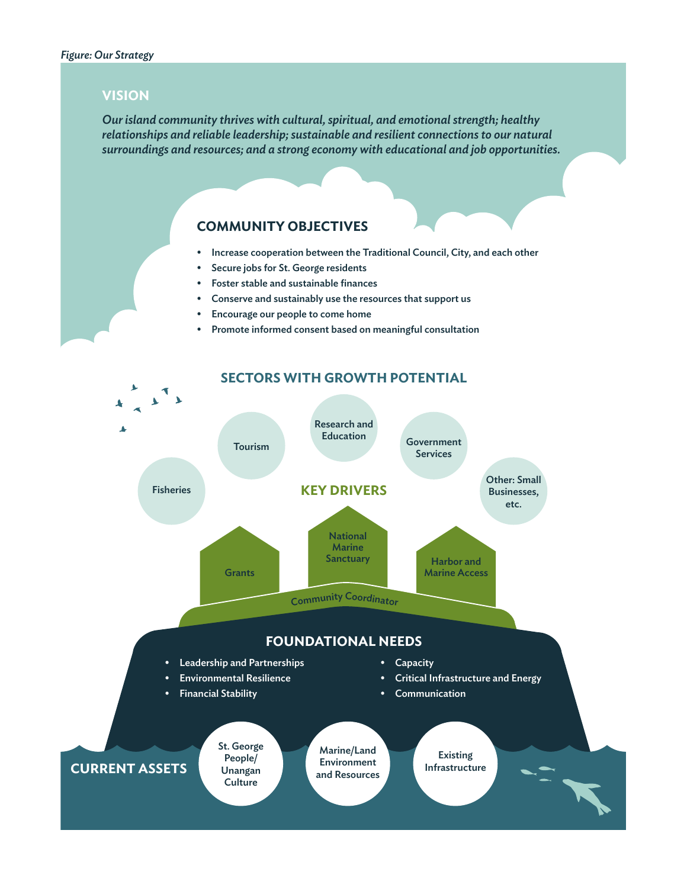*Figure: Our Strategy*

## VISION

*Our island community thrives with cultural, spiritual, and emotional strength; healthy relationships and reliable leadership; sustainable and resilient connections to our natural surroundings and resources; and a strong economy with educational and job opportunities.*

## COMMUNITY OBJECTIVES

- Increase cooperation between the Traditional Council, City, and each other
- Secure jobs for St. George residents
- Foster stable and sustainable finances
- Conserve and sustainably use the resources that support us
- Encourage our people to come home
- Promote informed consent based on meaningful consultation

## SECTORS WITH GROWTH POTENTIAL

Fisheries

Tourism

Research and Education

Government Services

Other: Small Businesses, etc.

## KEY DRIVERS

Grants

National Marine Sanctuary

Harbor and Marine Access

Community Coordinator

## FOUNDATIONAL NEEDS

- Leadership and Partnerships
- Environmental Resilience
- Financial Stability
- Capacity
- Critical Infrastructure and Energy
- Communication

## CURRENT ASSETS

St. George People/ Unangan Culture

Marine/Land Environment and Resources

Existing Infrastructure